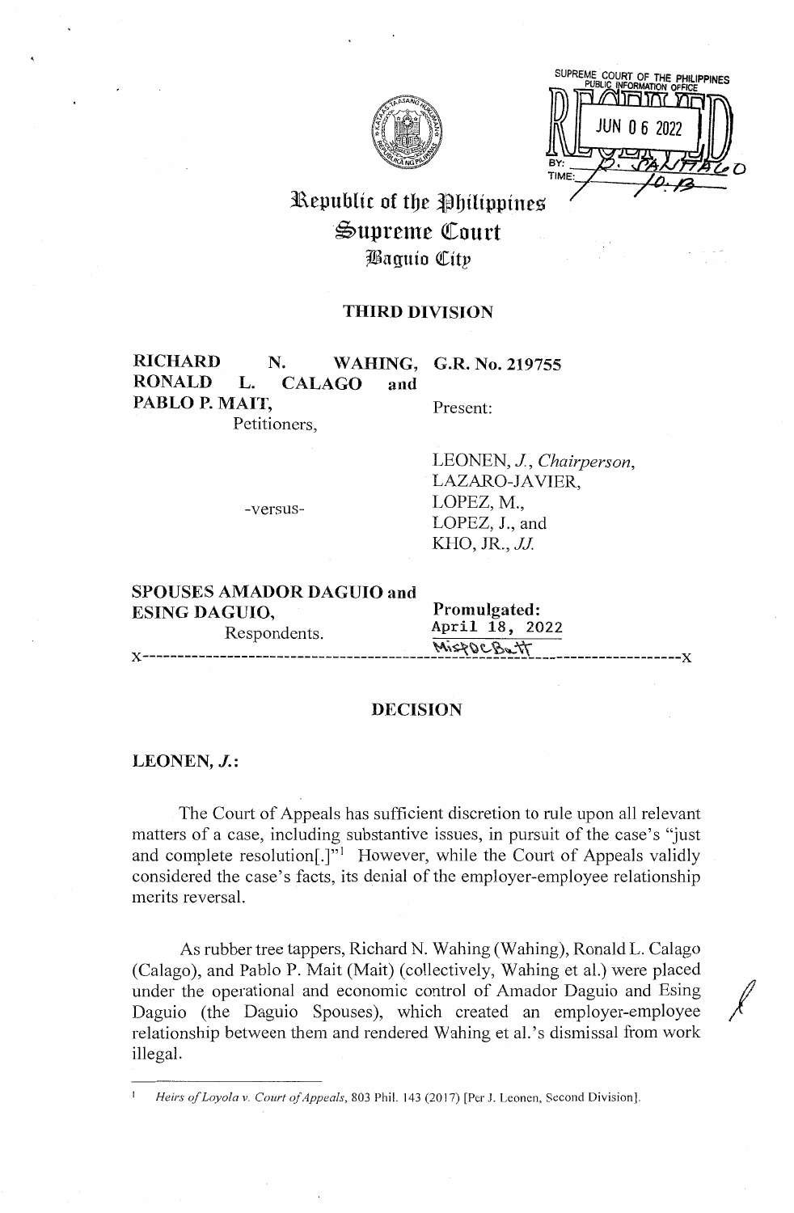SUPREME COURT OF THE PHILIPPINES
PUBLIC INFORMATION OFFICE
JUN 06 2022
BY:
TIME: 10:13

# Republic of the Philippines
# Supreme Court
## Baguio City

### THIRD DIVISION

**RICHARD N. WAHING, RONALD L. CALAGO and PABLO P. MAIT,**
Petitioners,

-versus-

**SPOUSES AMADOR DAGUIO and ESING DAGUIO,**
Respondents.

**G.R. No. 219755**

Present:

LEONEN, *J., Chairperson*,
LAZARO-JAVIER,
LOPEZ, M.,
LOPEZ, J., and
KHO, JR., *JJ.*

**Promulgated:**
April 18, 2022

x-----------------------------------------------------------------------------------x

### DECISION

**LEONEN, *J.*:**

The Court of Appeals has sufficient discretion to rule upon all relevant matters of a case, including substantive issues, in pursuit of the case's "just and complete resolution[.]"[1] However, while the Court of Appeals validly considered the case's facts, its denial of the employer-employee relationship merits reversal.

As rubber tree tappers, Richard N. Wahing (Wahing), Ronald L. Calago (Calago), and Pablo P. Mait (Mait) (collectively, Wahing et al.) were placed under the operational and economic control of Amador Daguio and Esing Daguio (the Daguio Spouses), which created an employer-employee relationship between them and rendered Wahing et al.'s dismissal from work illegal.

---

[1] *Heirs of Loyola v. Court of Appeals*, 803 Phil. 143 (2017) [Per J. Leonen, Second Division].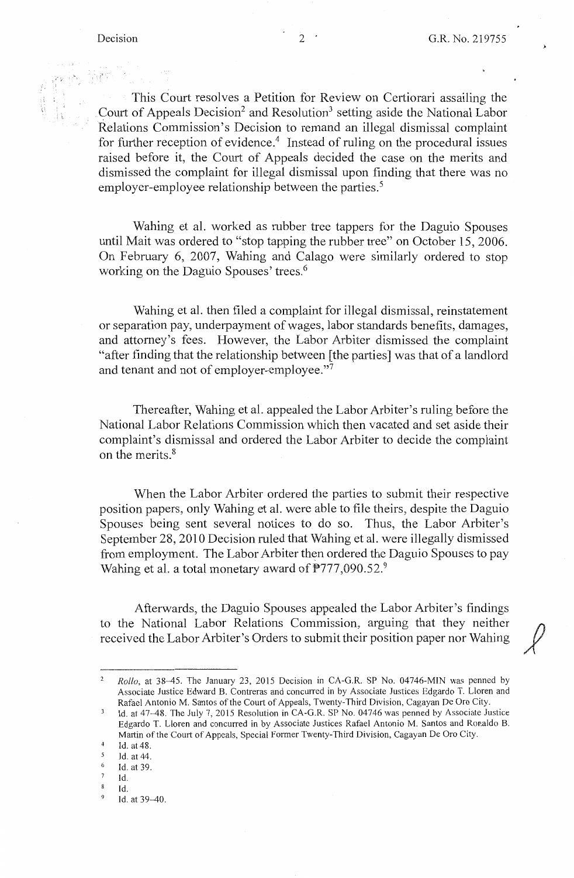This Court resolves a Petition for Review on Certiorari assailing the Court of Appeals Decision[2] and Resolution[3] setting aside the National Labor Relations Commission's Decision to remand an illegal dismissal complaint for further reception of evidence.[4] Instead of ruling on the procedural issues raised before it, the Court of Appeals decided the case on the merits and dismissed the complaint for illegal dismissal upon finding that there was no employer-employee relationship between the parties.[5]

Wahing et al. worked as rubber tree tappers for the Daguio Spouses until Mait was ordered to "stop tapping the rubber tree" on October 15, 2006. On February 6, 2007, Wahing and Calago were similarly ordered to stop working on the Daguio Spouses' trees.[6]

Wahing et al. then filed a complaint for illegal dismissal, reinstatement or separation pay, underpayment of wages, labor standards benefits, damages, and attorney's fees. However, the Labor Arbiter dismissed the complaint "after finding that the relationship between [the parties] was that of a landlord and tenant and not of employer-employee."[7]

Thereafter, Wahing et al. appealed the Labor Arbiter's ruling before the National Labor Relations Commission which then vacated and set aside their complaint's dismissal and ordered the Labor Arbiter to decide the complaint on the merits.[8]

When the Labor Arbiter ordered the parties to submit their respective position papers, only Wahing et al. were able to file theirs, despite the Daguio Spouses being sent several notices to do so. Thus, the Labor Arbiter's September 28, 2010 Decision ruled that Wahing et al. were illegally dismissed from employment. The Labor Arbiter then ordered the Daguio Spouses to pay Wahing et al. a total monetary award of ₱777,090.52.[9]

Afterwards, the Daguio Spouses appealed the Labor Arbiter's findings to the National Labor Relations Commission, arguing that they neither received the Labor Arbiter's Orders to submit their position paper nor Wahing

---

[2] *Rollo*, at 38–45. The January 23, 2015 Decision in CA-G.R. SP No. 04746-MIN was penned by Associate Justice Edward B. Contreras and concurred in by Associate Justices Edgardo T. Lloren and Rafael Antonio M. Santos of the Court of Appeals, Twenty-Third Division, Cagayan De Oro City.

[3] Id. at 47–48. The July 7, 2015 Resolution in CA-G.R. SP No. 04746 was penned by Associate Justice Edgardo T. Lloren and concurred in by Associate Justices Rafael Antonio M. Santos and Ronaldo B. Martin of the Court of Appeals, Special Former Twenty-Third Division, Cagayan De Oro City.

[4] Id. at 48.

[5] Id. at 44.

[6] Id. at 39.

[7] Id.

[8] Id.

[9] Id. at 39–40.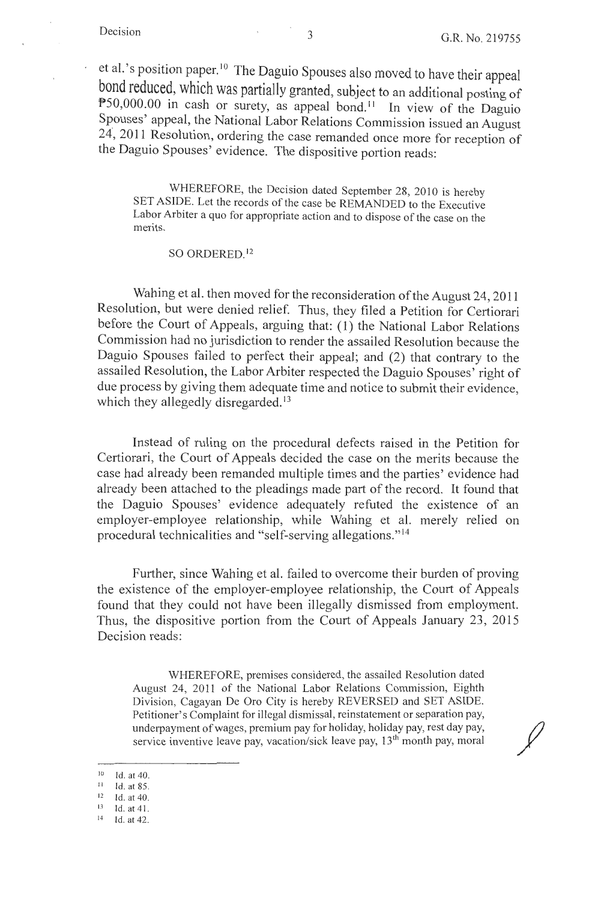et al.'s position paper.[10] The Daguio Spouses also moved to have their appeal bond reduced, which was partially granted, subject to an additional posting of ₱50,000.00 in cash or surety, as appeal bond.[11] In view of the Daguio Spouses' appeal, the National Labor Relations Commission issued an August 24, 2011 Resolution, ordering the case remanded once more for reception of the Daguio Spouses' evidence. The dispositive portion reads:

> WHEREFORE, the Decision dated September 28, 2010 is hereby SET ASIDE. Let the records of the case be REMANDED to the Executive Labor Arbiter a quo for appropriate action and to dispose of the case on the merits.
>
> SO ORDERED.[12]

Wahing et al. then moved for the reconsideration of the August 24, 2011 Resolution, but were denied relief. Thus, they filed a Petition for Certiorari before the Court of Appeals, arguing that: (1) the National Labor Relations Commission had no jurisdiction to render the assailed Resolution because the Daguio Spouses failed to perfect their appeal; and (2) that contrary to the assailed Resolution, the Labor Arbiter respected the Daguio Spouses' right of due process by giving them adequate time and notice to submit their evidence, which they allegedly disregarded.[13]

Instead of ruling on the procedural defects raised in the Petition for Certiorari, the Court of Appeals decided the case on the merits because the case had already been remanded multiple times and the parties' evidence had already been attached to the pleadings made part of the record. It found that the Daguio Spouses' evidence adequately refuted the existence of an employer-employee relationship, while Wahing et al. merely relied on procedural technicalities and "self-serving allegations."[14]

Further, since Wahing et al. failed to overcome their burden of proving the existence of the employer-employee relationship, the Court of Appeals found that they could not have been illegally dismissed from employment. Thus, the dispositive portion from the Court of Appeals January 23, 2015 Decision reads:

> WHEREFORE, premises considered, the assailed Resolution dated August 24, 2011 of the National Labor Relations Commission, Eighth Division, Cagayan De Oro City is hereby REVERSED and SET ASIDE. Petitioner's Complaint for illegal dismissal, reinstatement or separation pay, underpayment of wages, premium pay for holiday, holiday pay, rest day pay, service inventive leave pay, vacation/sick leave pay, 13th month pay, moral

---

[10] Id. at 40.
[11] Id. at 85.
[12] Id. at 40.
[13] Id. at 41.
[14] Id. at 42.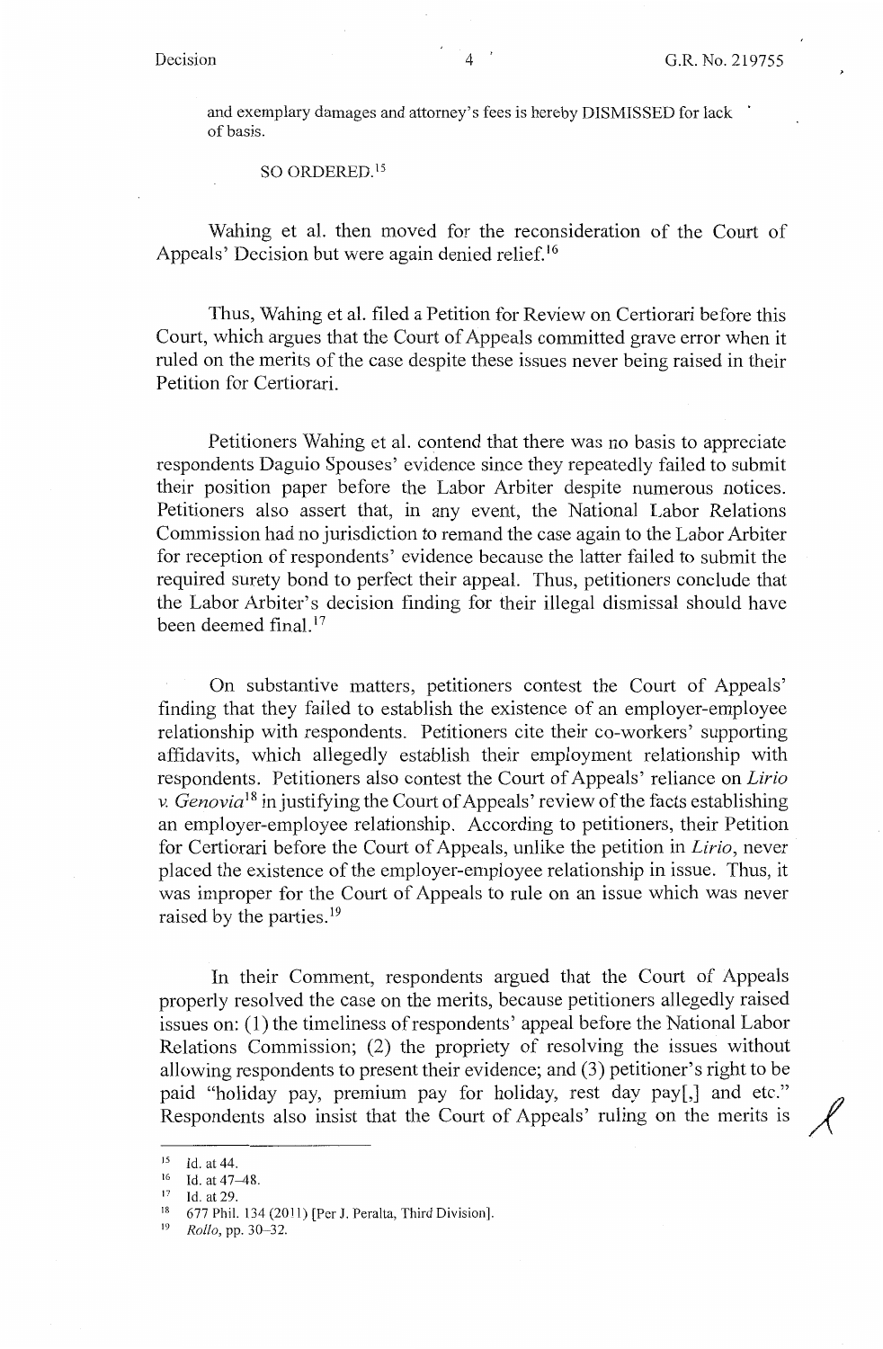and exemplary damages and attorney's fees is hereby DISMISSED for lack of basis.

SO ORDERED.[15]

Wahing et al. then moved for the reconsideration of the Court of Appeals' Decision but were again denied relief.[16]

Thus, Wahing et al. filed a Petition for Review on Certiorari before this Court, which argues that the Court of Appeals committed grave error when it ruled on the merits of the case despite these issues never being raised in their Petition for Certiorari.

Petitioners Wahing et al. contend that there was no basis to appreciate respondents Daguio Spouses' evidence since they repeatedly failed to submit their position paper before the Labor Arbiter despite numerous notices. Petitioners also assert that, in any event, the National Labor Relations Commission had no jurisdiction to remand the case again to the Labor Arbiter for reception of respondents' evidence because the latter failed to submit the required surety bond to perfect their appeal. Thus, petitioners conclude that the Labor Arbiter's decision finding for their illegal dismissal should have been deemed final.[17]

On substantive matters, petitioners contest the Court of Appeals' finding that they failed to establish the existence of an employer-employee relationship with respondents. Petitioners cite their co-workers' supporting affidavits, which allegedly establish their employment relationship with respondents. Petitioners also contest the Court of Appeals' reliance on *Lirio v. Genovia*[18] in justifying the Court of Appeals' review of the facts establishing an employer-employee relationship. According to petitioners, their Petition for Certiorari before the Court of Appeals, unlike the petition in *Lirio*, never placed the existence of the employer-employee relationship in issue. Thus, it was improper for the Court of Appeals to rule on an issue which was never raised by the parties.[19]

In their Comment, respondents argued that the Court of Appeals properly resolved the case on the merits, because petitioners allegedly raised issues on: (1) the timeliness of respondents' appeal before the National Labor Relations Commission; (2) the propriety of resolving the issues without allowing respondents to present their evidence; and (3) petitioner's right to be paid "holiday pay, premium pay for holiday, rest day pay[,] and etc." Respondents also insist that the Court of Appeals' ruling on the merits is

---

[15] Id. at 44.

[16] Id. at 47–48.

[17] Id. at 29.

[18] 677 Phil. 134 (2011) [Per J. Peralta, Third Division].

[19] *Rollo*, pp. 30–32.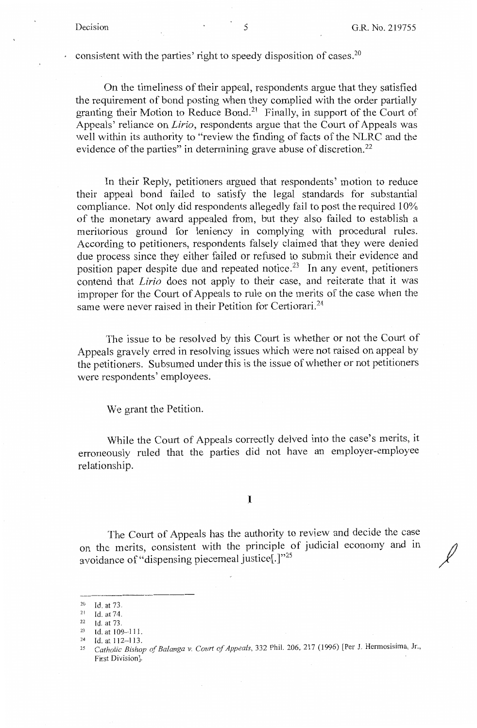consistent with the parties' right to speedy disposition of cases.[20]

On the timeliness of their appeal, respondents argue that they satisfied the requirement of bond posting when they complied with the order partially granting their Motion to Reduce Bond.[21] Finally, in support of the Court of Appeals' reliance on *Lirio*, respondents argue that the Court of Appeals was well within its authority to "review the finding of facts of the NLRC and the evidence of the parties" in determining grave abuse of discretion.[22]

In their Reply, petitioners argued that respondents' motion to reduce their appeal bond failed to satisfy the legal standards for substantial compliance. Not only did respondents allegedly fail to post the required 10% of the monetary award appealed from, but they also failed to establish a meritorious ground for leniency in complying with procedural rules. According to petitioners, respondents falsely claimed that they were denied due process since they either failed or refused to submit their evidence and position paper despite due and repeated notice.[23] In any event, petitioners contend that *Lirio* does not apply to their case, and reiterate that it was improper for the Court of Appeals to rule on the merits of the case when the same were never raised in their Petition for Certiorari.[24]

The issue to be resolved by this Court is whether or not the Court of Appeals gravely erred in resolving issues which were not raised on appeal by the petitioners. Subsumed under this is the issue of whether or not petitioners were respondents' employees.

We grant the Petition.

While the Court of Appeals correctly delved into the case's merits, it erroneously ruled that the parties did not have an employer-employee relationship.

## I

The Court of Appeals has the authority to review and decide the case on the merits, consistent with the principle of judicial economy and in avoidance of "dispensing piecemeal justice[.]"[25]

---

[20] Id. at 73.

[21] Id. at 74.

[22] Id. at 73.

[23] Id. at 109–111.

[24] Id. at 112–113.

[25] *Catholic Bishop of Balanga v. Court of Appeals*, 332 Phil. 206, 217 (1996) [Per J. Hermosisima, Jr., First Division].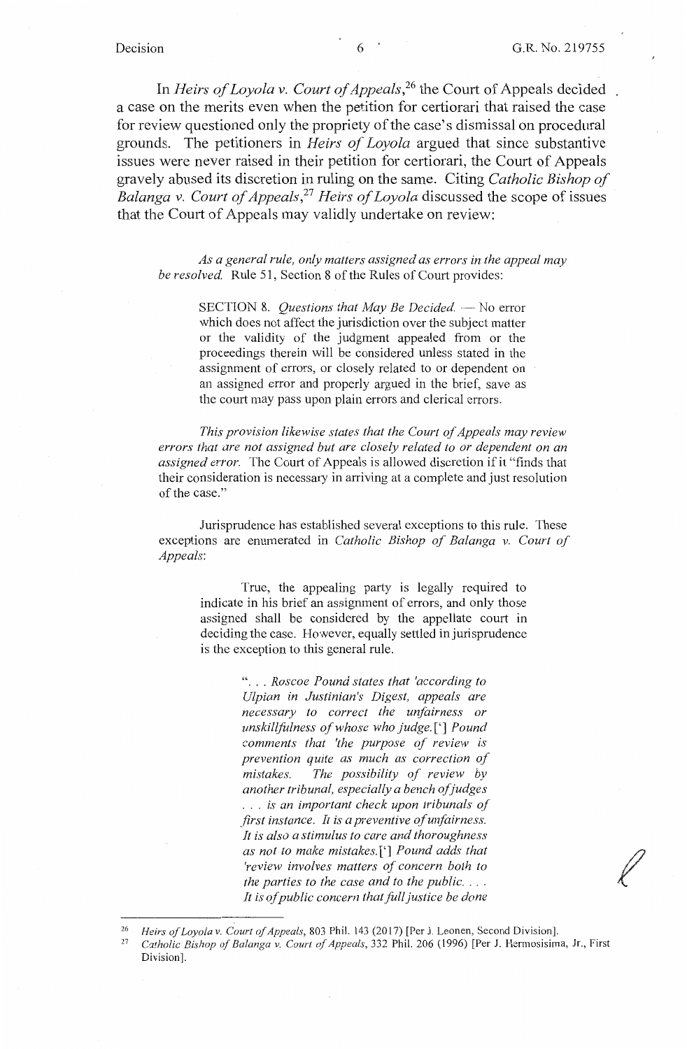In *Heirs of Loyola v. Court of Appeals*,[26] the Court of Appeals decided a case on the merits even when the petition for certiorari that raised the case for review questioned only the propriety of the case's dismissal on procedural grounds. The petitioners in *Heirs of Loyola* argued that since substantive issues were never raised in their petition for certiorari, the Court of Appeals gravely abused its discretion in ruling on the same. Citing *Catholic Bishop of Balanga v. Court of Appeals*,[27] *Heirs of Loyola* discussed the scope of issues that the Court of Appeals may validly undertake on review:

> *As a general rule, only matters assigned as errors in the appeal may be resolved.* Rule 51, Section 8 of the Rules of Court provides:
>
> > SECTION 8. *Questions that May Be Decided.* — No error which does not affect the jurisdiction over the subject matter or the validity of the judgment appealed from or the proceedings therein will be considered unless stated in the assignment of errors, or closely related to or dependent on an assigned error and properly argued in the brief, save as the court may pass upon plain errors and clerical errors.
>
> *This provision likewise states that the Court of Appeals may review errors that are not assigned but are closely related to or dependent on an assigned error.* The Court of Appeals is allowed discretion if it "finds that their consideration is necessary in arriving at a complete and just resolution of the case."
>
> Jurisprudence has established several exceptions to this rule. These exceptions are enumerated in *Catholic Bishop of Balanga v. Court of Appeals*:
>
> > True, the appealing party is legally required to indicate in his brief an assignment of errors, and only those assigned shall be considered by the appellate court in deciding the case. However, equally settled in jurisprudence is the exception to this general rule.
> >
> > > "*. . . Roscoe Pound states that 'according to Ulpian in Justinian's Digest, appeals are necessary to correct the unfairness or unskillfulness of whose who judge.*[']*Pound comments that 'the purpose of review is prevention quite as much as correction of mistakes. The possibility of review by another tribunal, especially a bench of judges . . . is an important check upon tribunals of first instance. It is a preventive of unfairness. It is also a stimulus to care and thoroughness as not to make mistakes.*[']*Pound adds that 'review involves matters of concern both to the parties to the case and to the public. . . . It is of public concern that full justice be done*

---

[26] *Heirs of Loyola v. Court of Appeals*, 803 Phil. 143 (2017) [Per J. Leonen, Second Division].

[27] *Catholic Bishop of Balanga v. Court of Appeals*, 332 Phil. 206 (1996) [Per J. Hermosisima, Jr., First Division].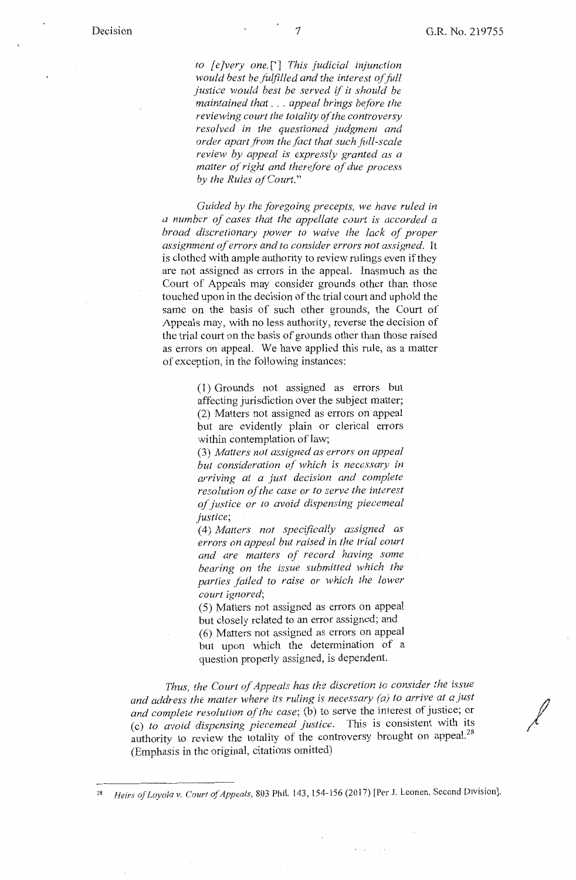> *to [e]very one.[']* *This judicial injunction would best be fulfilled and the interest of full justice would best be served if it should be maintained that . . . appeal brings before the reviewing court the totality of the controversy resolved in the questioned judgment and order apart from the fact that such full-scale review by appeal is expressly granted as a matter of right and therefore of due process by the Rules of Court.*"
>
> *Guided by the foregoing precepts, we have ruled in a number of cases that the appellate court is accorded a broad discretionary power to waive the lack of proper assignment of errors and to consider errors not assigned.* It is clothed with ample authority to review rulings even if they are not assigned as errors in the appeal. Inasmuch as the Court of Appeals may consider grounds other than those touched upon in the decision of the trial court and uphold the same on the basis of such other grounds, the Court of Appeals may, with no less authority, reverse the decision of the trial court on the basis of grounds other than those raised as errors on appeal. We have applied this rule, as a matter of exception, in the following instances:
>
> > (1) Grounds not assigned as errors but affecting jurisdiction over the subject matter;
> > (2) Matters not assigned as errors on appeal but are evidently plain or clerical errors within contemplation of law;
> > (3) *Matters not assigned as errors on appeal but consideration of which is necessary in arriving at a just decision and complete resolution of the case or to serve the interest of justice or to avoid dispensing piecemeal justice;*
> > (4) *Matters not specifically assigned as errors on appeal but raised in the trial court and are matters of record having some bearing on the issue submitted which the parties failed to raise or which the lower court ignored;*
> > (5) Matters not assigned as errors on appeal but closely related to an error assigned; and
> > (6) Matters not assigned as errors on appeal but upon which the determination of a question properly assigned, is dependent.
>
> *Thus, the Court of Appeals has the discretion to consider the issue and address the matter where its ruling is necessary (a) to arrive at a just and complete resolution of the case*; (b) to serve the interest of justice; or (c) *to avoid dispensing piecemeal justice*. This is consistent with its authority to review the totality of the controversy brought on appeal.[28] (Emphasis in the original, citations omitted)

---

[28] *Heirs of Loyola v. Court of Appeals*, 803 Phil. 143, 154-156 (2017) [Per J. Leonen, Second Division].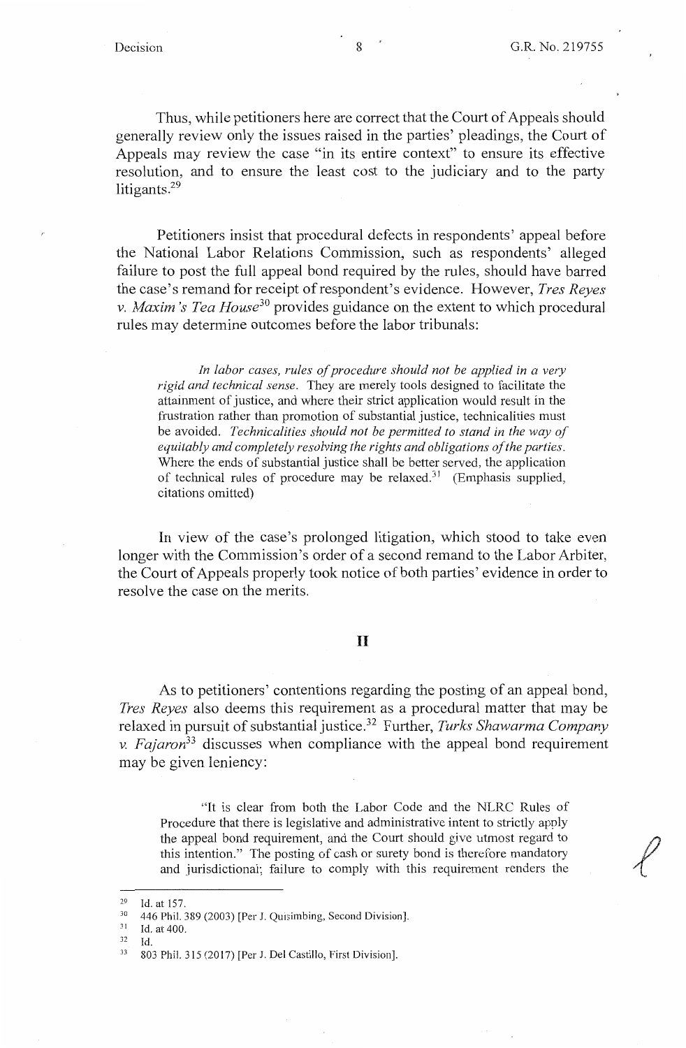Thus, while petitioners here are correct that the Court of Appeals should generally review only the issues raised in the parties' pleadings, the Court of Appeals may review the case "in its entire context" to ensure its effective resolution, and to ensure the least cost to the judiciary and to the party litigants.[29]

Petitioners insist that procedural defects in respondents' appeal before the National Labor Relations Commission, such as respondents' alleged failure to post the full appeal bond required by the rules, should have barred the case's remand for receipt of respondent's evidence. However, *Tres Reyes v. Maxim's Tea House*[30] provides guidance on the extent to which procedural rules may determine outcomes before the labor tribunals:

> *In labor cases, rules of procedure should not be applied in a very rigid and technical sense.* They are merely tools designed to facilitate the attainment of justice, and where their strict application would result in the frustration rather than promotion of substantial justice, technicalities must be avoided. *Technicalities should not be permitted to stand in the way of equitably and completely resolving the rights and obligations of the parties.* Where the ends of substantial justice shall be better served, the application of technical rules of procedure may be relaxed.[31] (Emphasis supplied, citations omitted)

In view of the case's prolonged litigation, which stood to take even longer with the Commission's order of a second remand to the Labor Arbiter, the Court of Appeals properly took notice of both parties' evidence in order to resolve the case on the merits.

## II

As to petitioners' contentions regarding the posting of an appeal bond, *Tres Reyes* also deems this requirement as a procedural matter that may be relaxed in pursuit of substantial justice.[32] Further, *Turks Shawarma Company v. Fajaron*[33] discusses when compliance with the appeal bond requirement may be given leniency:

> "It is clear from both the Labor Code and the NLRC Rules of Procedure that there is legislative and administrative intent to strictly apply the appeal bond requirement, and the Court should give utmost regard to this intention." The posting of cash or surety bond is therefore mandatory and jurisdictional; failure to comply with this requirement renders the

---

[29] Id. at 157.

[30] 446 Phil. 389 (2003) [Per J. Quisimbing, Second Division].

[31] Id. at 400.

[32] Id.

[33] 803 Phil. 315 (2017) [Per J. Del Castillo, First Division].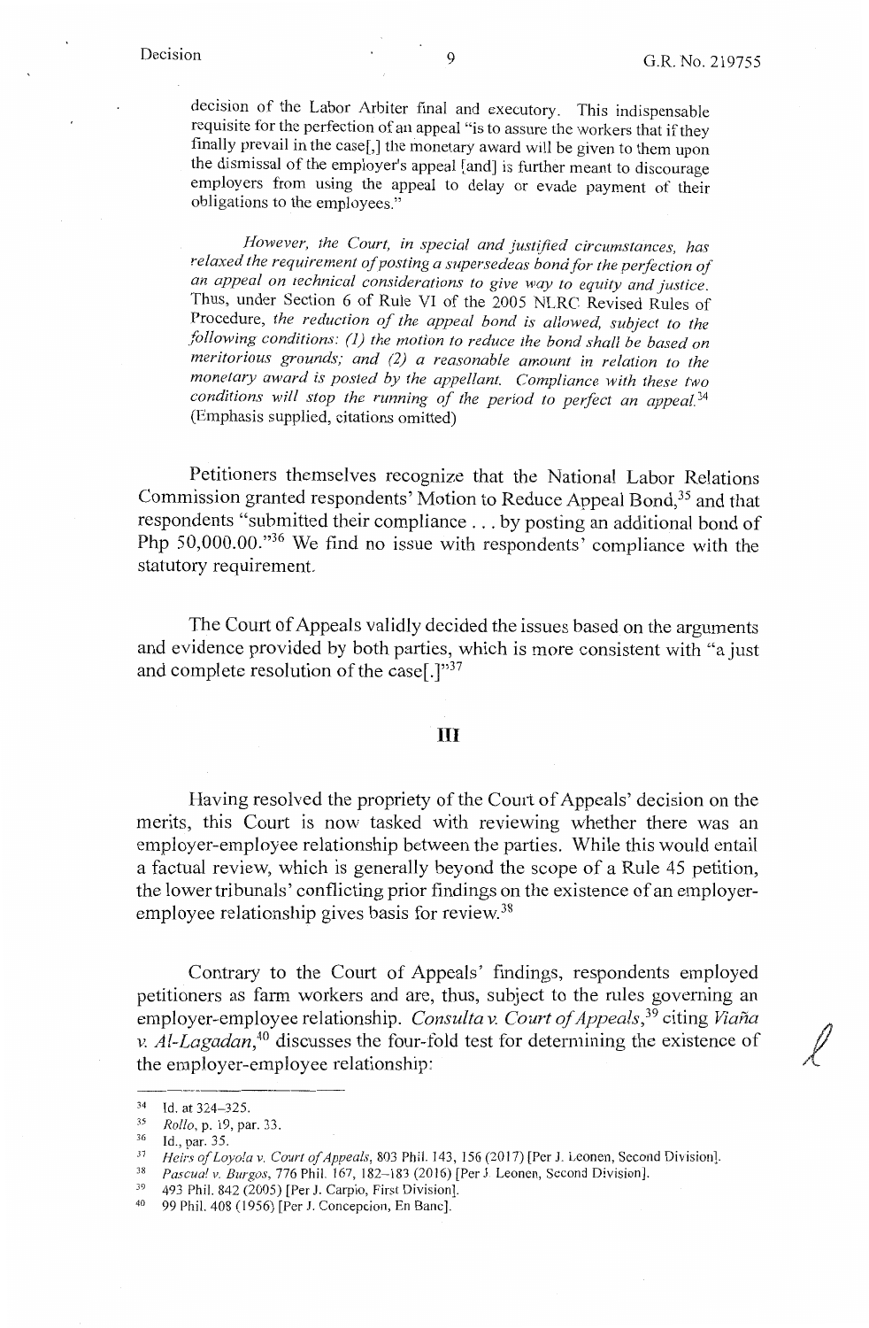decision of the Labor Arbiter final and executory. This indispensable requisite for the perfection of an appeal "is to assure the workers that if they finally prevail in the case[,] the monetary award will be given to them upon the dismissal of the employer's appeal [and] is further meant to discourage employers from using the appeal to delay or evade payment of their obligations to the employees."

> *However, the Court, in special and justified circumstances, has relaxed the requirement of posting a supersedeas bond for the perfection of an appeal on technical considerations to give way to equity and justice.* Thus, under Section 6 of Rule VI of the 2005 NLRC Revised Rules of Procedure, *the reduction of the appeal bond is allowed, subject to the following conditions: (1) the motion to reduce the bond shall be based on meritorious grounds; and (2) a reasonable amount in relation to the monetary award is posted by the appellant. Compliance with these two conditions will stop the running of the period to perfect an appeal.*[34] (Emphasis supplied, citations omitted)

Petitioners themselves recognize that the National Labor Relations Commission granted respondents' Motion to Reduce Appeal Bond,[35] and that respondents "submitted their compliance . . . by posting an additional bond of Php 50,000.00."[36] We find no issue with respondents' compliance with the statutory requirement.

The Court of Appeals validly decided the issues based on the arguments and evidence provided by both parties, which is more consistent with "a just and complete resolution of the case[.]"[37]

## III

Having resolved the propriety of the Court of Appeals' decision on the merits, this Court is now tasked with reviewing whether there was an employer-employee relationship between the parties. While this would entail a factual review, which is generally beyond the scope of a Rule 45 petition, the lower tribunals' conflicting prior findings on the existence of an employer-employee relationship gives basis for review.[38]

Contrary to the Court of Appeals' findings, respondents employed petitioners as farm workers and are, thus, subject to the rules governing an employer-employee relationship. *Consulta v. Court of Appeals*,[39] citing *Viaña v. Al-Lagadan*,[40] discusses the four-fold test for determining the existence of the employer-employee relationship:

---

[34] Id. at 324–325.

[35] *Rollo*, p. 19, par. 33.

[36] Id., par. 35.

[37] *Heirs of Loyola v. Court of Appeals*, 803 Phil. 143, 156 (2017) [Per J. Leonen, Second Division].

[38] *Pascual v. Burgos*, 776 Phil. 167, 182–183 (2016) [Per J. Leonen, Second Division].

[39] 493 Phil. 842 (2005) [Per J. Carpio, First Division].

[40] 99 Phil. 408 (1956) [Per J. Concepcion, En Banc].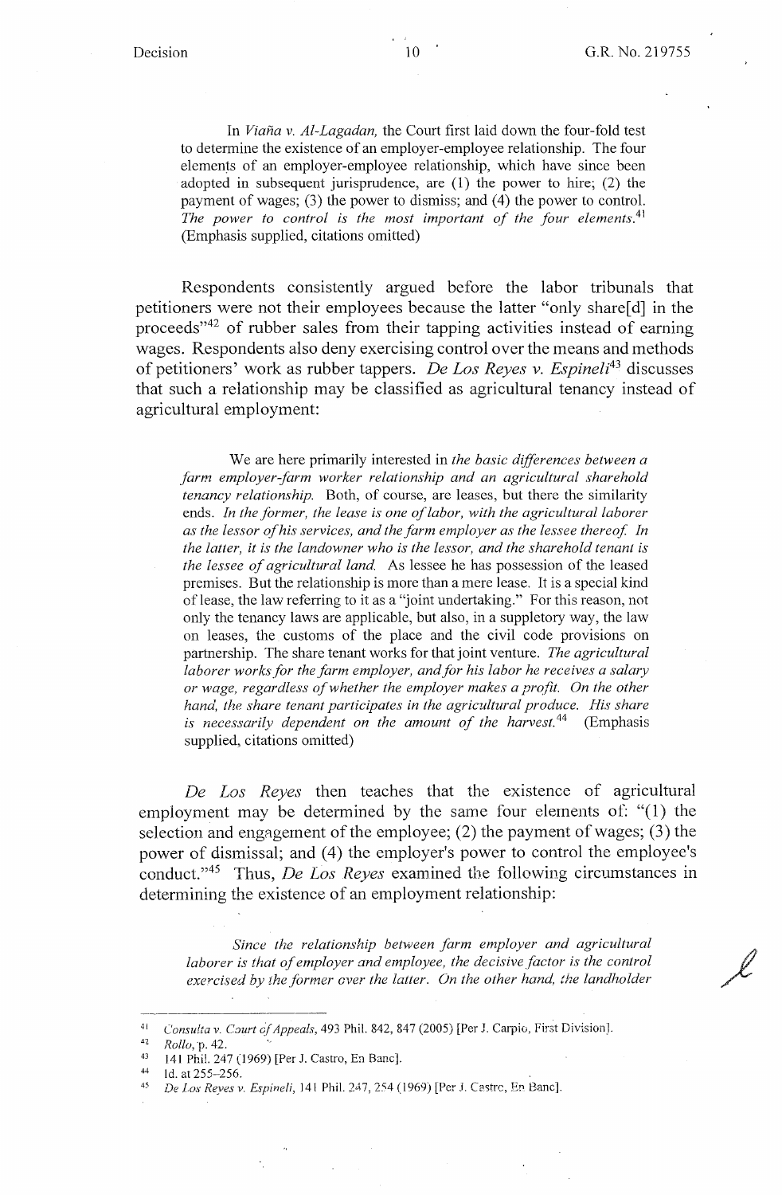> In *Viaña v. Al-Lagadan,* the Court first laid down the four-fold test to determine the existence of an employer-employee relationship. The four elements of an employer-employee relationship, which have since been adopted in subsequent jurisprudence, are (1) the power to hire; (2) the payment of wages; (3) the power to dismiss; and (4) the power to control. *The power to control is the most important of the four elements.*[41] (Emphasis supplied, citations omitted)

Respondents consistently argued before the labor tribunals that petitioners were not their employees because the latter "only share[d] in the proceeds"[42] of rubber sales from their tapping activities instead of earning wages. Respondents also deny exercising control over the means and methods of petitioners' work as rubber tappers. *De Los Reyes v. Espineli*[43] discusses that such a relationship may be classified as agricultural tenancy instead of agricultural employment:

> We are here primarily interested in *the basic differences between a farm employer-farm worker relationship and an agricultural sharehold tenancy relationship.* Both, of course, are leases, but there the similarity ends. *In the former, the lease is one of labor, with the agricultural laborer as the lessor of his services, and the farm employer as the lessee thereof. In the latter, it is the landowner who is the lessor, and the sharehold tenant is the lessee of agricultural land.* As lessee he has possession of the leased premises. But the relationship is more than a mere lease. It is a special kind of lease, the law referring to it as a "joint undertaking." For this reason, not only the tenancy laws are applicable, but also, in a suppletory way, the law on leases, the customs of the place and the civil code provisions on partnership. The share tenant works for that joint venture. *The agricultural laborer works for the farm employer, and for his labor he receives a salary or wage, regardless of whether the employer makes a profit. On the other hand, the share tenant participates in the agricultural produce. His share is necessarily dependent on the amount of the harvest.*[44] (Emphasis supplied, citations omitted)

*De Los Reyes* then teaches that the existence of agricultural employment may be determined by the same four elements of: "(1) the selection and engagement of the employee; (2) the payment of wages; (3) the power of dismissal; and (4) the employer's power to control the employee's conduct."[45] Thus, *De Los Reyes* examined the following circumstances in determining the existence of an employment relationship:

> *Since the relationship between farm employer and agricultural laborer is that of employer and employee, the decisive factor is the control exercised by the former over the latter. On the other hand, the landholder*

---

[41] *Consulta v. Court of Appeals*, 493 Phil. 842, 847 (2005) [Per J. Carpio, First Division].

[42] *Rollo*, p. 42.

[43] 141 Phil. 247 (1969) [Per J. Castro, En Banc].

[44] Id. at 255–256.

[45] *De Los Reyes v. Espineli*, 141 Phil. 247, 254 (1969) [Per J. Castro, En Banc].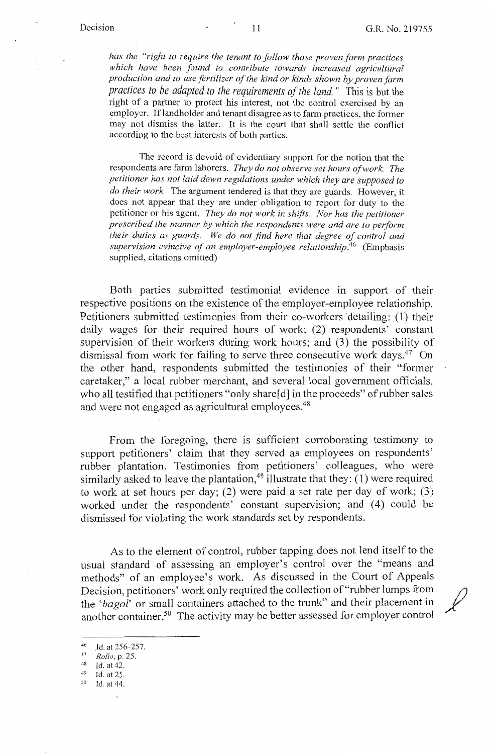*has the "right to require the tenant to follow those proven farm practices which have been found to contribute towards increased agricultural production and to use fertilizer of the kind or kinds shown by proven farm practices to be adapted to the requirements of the land."* This is but the right of a partner to protect his interest, not the control exercised by an employer. If landholder and tenant disagree as to farm practices, the former may not dismiss the latter. It is the court that shall settle the conflict according to the best interests of both parties.

The record is devoid of evidentiary support for the notion that the respondents are farm laborers. *They do not observe set hours of work. The petitioner has not laid down regulations under which they are supposed to do their work.* The argument tendered is that they are guards. However, it does not appear that they are under obligation to report for duty to the petitioner or his agent. *They do not work in shifts. Nor has the petitioner prescribed the manner by which the respondents were and are to perform their duties as guards. We do not find here that degree of control and supervision evincive of an employer-employee relationship.*[46] (Emphasis supplied, citations omitted)

Both parties submitted testimonial evidence in support of their respective positions on the existence of the employer-employee relationship. Petitioners submitted testimonies from their co-workers detailing: (1) their daily wages for their required hours of work; (2) respondents' constant supervision of their workers during work hours; and (3) the possibility of dismissal from work for failing to serve three consecutive work days.[47] On the other hand, respondents submitted the testimonies of their "former caretaker," a local rubber merchant, and several local government officials, who all testified that petitioners "only share[d] in the proceeds" of rubber sales and were not engaged as agricultural employees.[48]

From the foregoing, there is sufficient corroborating testimony to support petitioners' claim that they served as employees on respondents' rubber plantation. Testimonies from petitioners' colleagues, who were similarly asked to leave the plantation,[49] illustrate that they: (1) were required to work at set hours per day; (2) were paid a set rate per day of work; (3) worked under the respondents' constant supervision; and (4) could be dismissed for violating the work standards set by respondents.

As to the element of control, rubber tapping does not lend itself to the usual standard of assessing an employer's control over the "means and methods" of an employee's work. As discussed in the Court of Appeals Decision, petitioners' work only required the collection of "rubber lumps from the '*bagol*' or small containers attached to the trunk" and their placement in another container.[50] The activity may be better assessed for employer control

---

[46] Id. at 256–257.

[47] *Rollo*, p. 25.

[48] Id. at 42.

[49] Id. at 25.

[50] Id. at 44.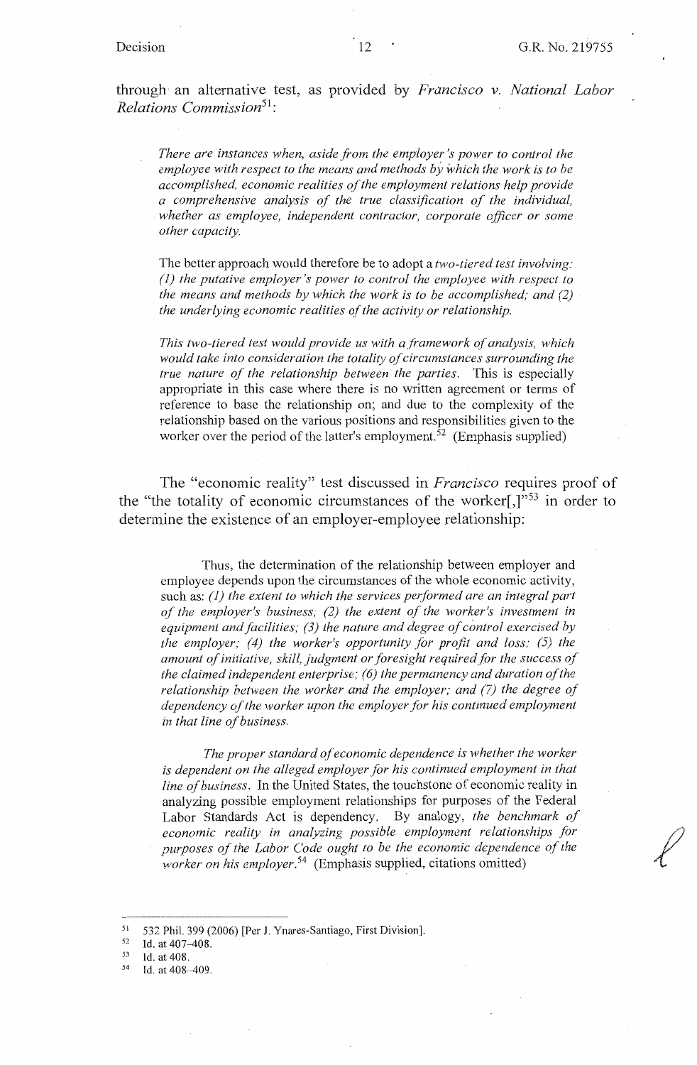through an alternative test, as provided by *Francisco v. National Labor Relations Commission*[51]:

> *There are instances when, aside from the employer's power to control the employee with respect to the means and methods by which the work is to be accomplished, economic realities of the employment relations help provide a comprehensive analysis of the true classification of the individual, whether as employee, independent contractor, corporate officer or some other capacity.*
>
> The better approach would therefore be to adopt a *two-tiered test involving: (1) the putative employer's power to control the employee with respect to the means and methods by which the work is to be accomplished; and (2) the underlying economic realities of the activity or relationship.*
>
> *This two-tiered test would provide us with a framework of analysis, which would take into consideration the totality of circumstances surrounding the true nature of the relationship between the parties.* This is especially appropriate in this case where there is no written agreement or terms of reference to base the relationship on; and due to the complexity of the relationship based on the various positions and responsibilities given to the worker over the period of the latter's employment.[52] (Emphasis supplied)

The "economic reality" test discussed in *Francisco* requires proof of the "the totality of economic circumstances of the worker[,]"[53] in order to determine the existence of an employer-employee relationship:

> Thus, the determination of the relationship between employer and employee depends upon the circumstances of the whole economic activity, such as: *(1) the extent to which the services performed are an integral part of the employer's business; (2) the extent of the worker's investment in equipment and facilities; (3) the nature and degree of control exercised by the employer; (4) the worker's opportunity for profit and loss; (5) the amount of initiative, skill, judgment or foresight required for the success of the claimed independent enterprise; (6) the permanency and duration of the relationship between the worker and the employer; and (7) the degree of dependency of the worker upon the employer for his continued employment in that line of business.*
>
> *The proper standard of economic dependence is whether the worker is dependent on the alleged employer for his continued employment in that line of business.* In the United States, the touchstone of economic reality in analyzing possible employment relationships for purposes of the Federal Labor Standards Act is dependency. By analogy, *the benchmark of economic reality in analyzing possible employment relationships for purposes of the Labor Code ought to be the economic dependence of the worker on his employer.*[54] (Emphasis supplied, citations omitted)

---

[51] 532 Phil. 399 (2006) [Per J. Ynares-Santiago, First Division].

[52] Id. at 407–408.

[53] Id. at 408.

[54] Id. at 408–409.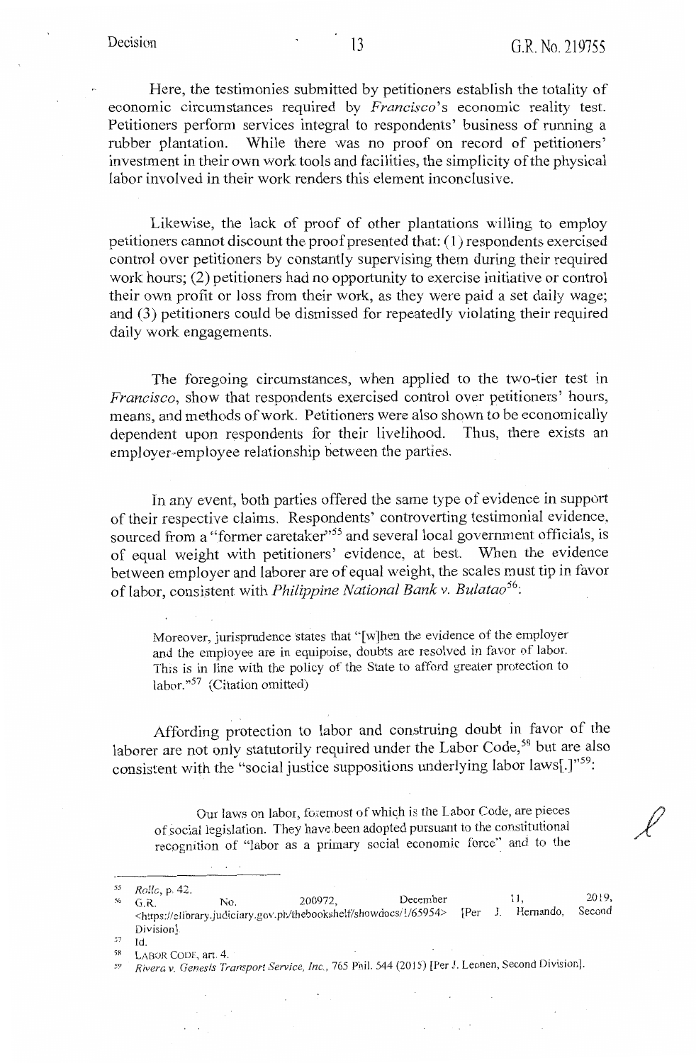Here, the testimonies submitted by petitioners establish the totality of economic circumstances required by *Francisco*'s economic reality test. Petitioners perform services integral to respondents' business of running a rubber plantation. While there was no proof on record of petitioners' investment in their own work tools and facilities, the simplicity of the physical labor involved in their work renders this element inconclusive.

Likewise, the lack of proof of other plantations willing to employ petitioners cannot discount the proof presented that: (1) respondents exercised control over petitioners by constantly supervising them during their required work hours; (2) petitioners had no opportunity to exercise initiative or control their own profit or loss from their work, as they were paid a set daily wage; and (3) petitioners could be dismissed for repeatedly violating their required daily work engagements.

The foregoing circumstances, when applied to the two-tier test in *Francisco*, show that respondents exercised control over petitioners' hours, means, and methods of work. Petitioners were also shown to be economically dependent upon respondents for their livelihood. Thus, there exists an employer-employee relationship between the parties.

In any event, both parties offered the same type of evidence in support of their respective claims. Respondents' controverting testimonial evidence, sourced from a "former caretaker"[55] and several local government officials, is of equal weight with petitioners' evidence, at best. When the evidence between employer and laborer are of equal weight, the scales must tip in favor of labor, consistent with *Philippine National Bank v. Bulatao*[56]:

> Moreover, jurisprudence states that "[w]hen the evidence of the employer and the employee are in equipoise, doubts are resolved in favor of labor. This is in line with the policy of the State to afford greater protection to labor."[57] (Citation omitted)

Affording protection to labor and construing doubt in favor of the laborer are not only statutorily required under the Labor Code,[58] but are also consistent with the "social justice suppositions underlying labor laws[.]"[59]:

> Our laws on labor, foremost of which is the Labor Code, are pieces of social legislation. They have been adopted pursuant to the constitutional recognition of "labor as a primary social economic force" and to the

---

[55] *Rollo*, p. 42.

[56] G.R. No. 200972, December 11, 2019, <https://elibrary.judiciary.gov.ph/thebookshelf/showdocs/1/65954> [Per J. Hernando, Second Division].

[57] Id.

[58] LABOR CODE, art. 4.

[59] *Rivera v. Genesis Transport Service, Inc.*, 765 Phil. 544 (2015) [Per J. Leonen, Second Division].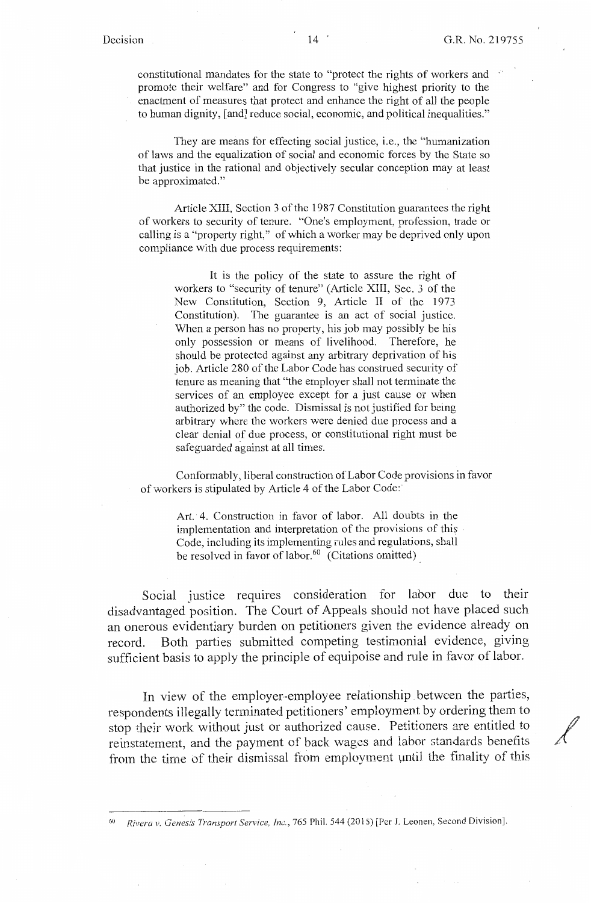constitutional mandates for the state to "protect the rights of workers and promote their welfare" and for Congress to "give highest priority to the enactment of measures that protect and enhance the right of all the people to human dignity, [and] reduce social, economic, and political inequalities."

> They are means for effecting social justice, i.e., the "humanization of laws and the equalization of social and economic forces by the State so that justice in the rational and objectively secular conception may at least be approximated."
>
> Article XIII, Section 3 of the 1987 Constitution guarantees the right of workers to security of tenure. "One's employment, profession, trade or calling is a "property right," of which a worker may be deprived only upon compliance with due process requirements:
>
> > It is the policy of the state to assure the right of workers to "security of tenure" (Article XIII, Sec. 3 of the New Constitution, Section 9, Article II of the 1973 Constitution). The guarantee is an act of social justice. When a person has no property, his job may possibly be his only possession or means of livelihood. Therefore, he should be protected against any arbitrary deprivation of his job. Article 280 of the Labor Code has construed security of tenure as meaning that "the employer shall not terminate the services of an employee except for a just cause or when authorized by" the code. Dismissal is not justified for being arbitrary where the workers were denied due process and a clear denial of due process, or constitutional right must be safeguarded against at all times.
>
> Conformably, liberal construction of Labor Code provisions in favor of workers is stipulated by Article 4 of the Labor Code:
>
> > Art. 4. Construction in favor of labor. All doubts in the implementation and interpretation of the provisions of this Code, including its implementing rules and regulations, shall be resolved in favor of labor.[60] (Citations omitted)

Social justice requires consideration for labor due to their disadvantaged position. The Court of Appeals should not have placed such an onerous evidentiary burden on petitioners given the evidence already on record. Both parties submitted competing testimonial evidence, giving sufficient basis to apply the principle of equipoise and rule in favor of labor.

In view of the employer-employee relationship between the parties, respondents illegally terminated petitioners' employment by ordering them to stop their work without just or authorized cause. Petitioners are entitled to reinstatement, and the payment of back wages and labor standards benefits from the time of their dismissal from employment until the finality of this

---

[60] *Rivera v. Genesis Transport Service, Inc.*, 765 Phil. 544 (2015) [Per J. Leonen, Second Division].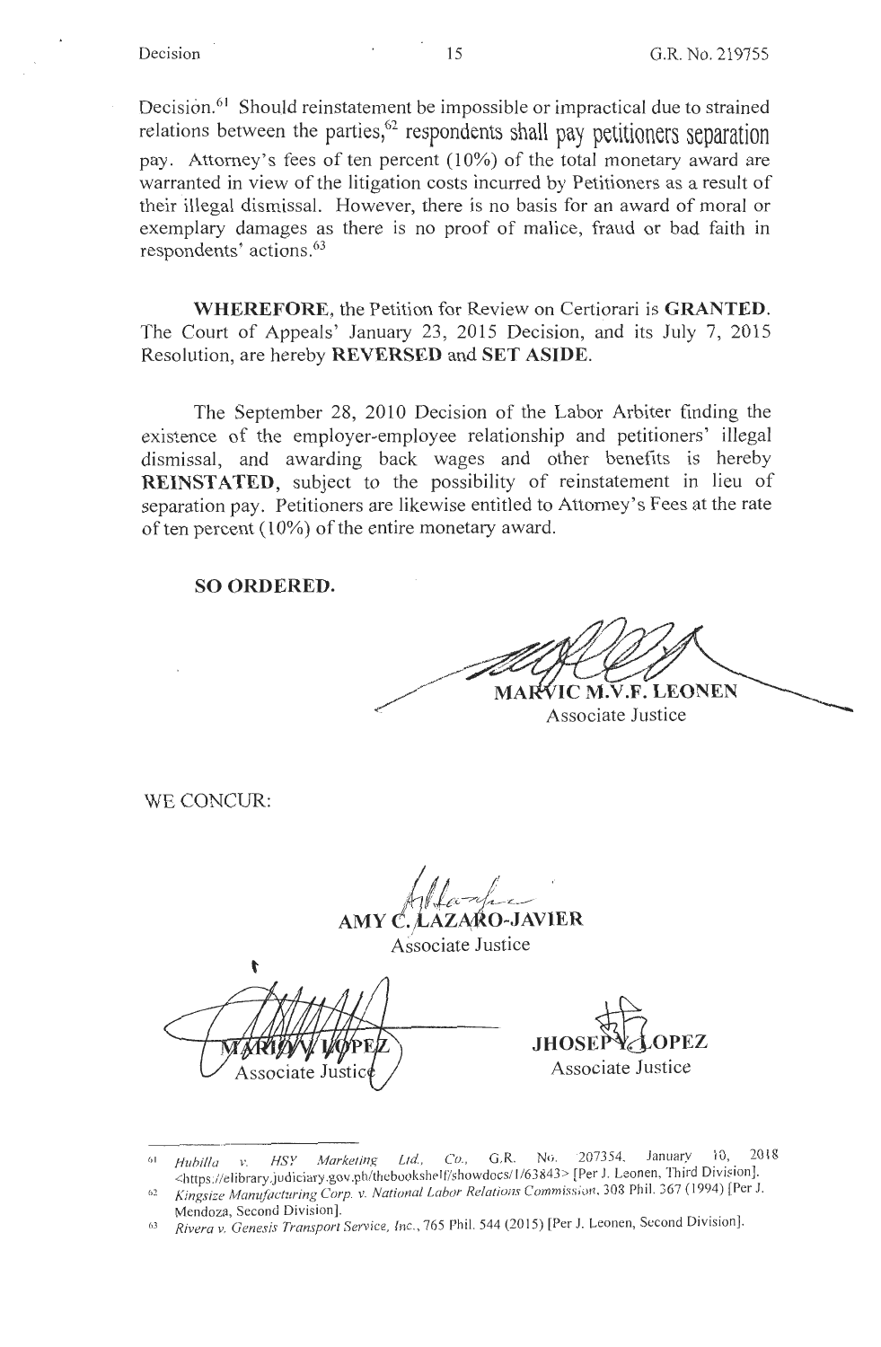Decision.[61] Should reinstatement be impossible or impractical due to strained relations between the parties,[62] respondents shall pay petitioners separation pay. Attorney's fees of ten percent (10%) of the total monetary award are warranted in view of the litigation costs incurred by Petitioners as a result of their illegal dismissal. However, there is no basis for an award of moral or exemplary damages as there is no proof of malice, fraud or bad faith in respondents' actions.[63]

**WHEREFORE**, the Petition for Review on Certiorari is **GRANTED**. The Court of Appeals' January 23, 2015 Decision, and its July 7, 2015 Resolution, are hereby **REVERSED** and **SET ASIDE**.

The September 28, 2010 Decision of the Labor Arbiter finding the existence of the employer-employee relationship and petitioners' illegal dismissal, and awarding back wages and other benefits is hereby **REINSTATED**, subject to the possibility of reinstatement in lieu of separation pay. Petitioners are likewise entitled to Attorney's Fees at the rate of ten percent (10%) of the entire monetary award.

**SO ORDERED.**

MARVIC M.V.F. LEONEN
Associate Justice

WE CONCUR:

AMY C. LAZARO-JAVIER
Associate Justice

MARIO V. LOPEZ
Associate Justice

JHOSEP Y. LOPEZ
Associate Justice

---

[61] *Hubilla v. HSY Marketing Ltd., Co.*, G.R. No. 207354, January 10, 2018 <https://elibrary.judiciary.gov.ph/thebookshelf/showdocs/1/63843> [Per J. Leonen, Third Division].

[62] *Kingsize Manufacturing Corp. v. National Labor Relations Commission*, 308 Phil. 367 (1994) [Per J. Mendoza, Second Division].

[63] *Rivera v. Genesis Transport Service, Inc.*, 765 Phil. 544 (2015) [Per J. Leonen, Second Division].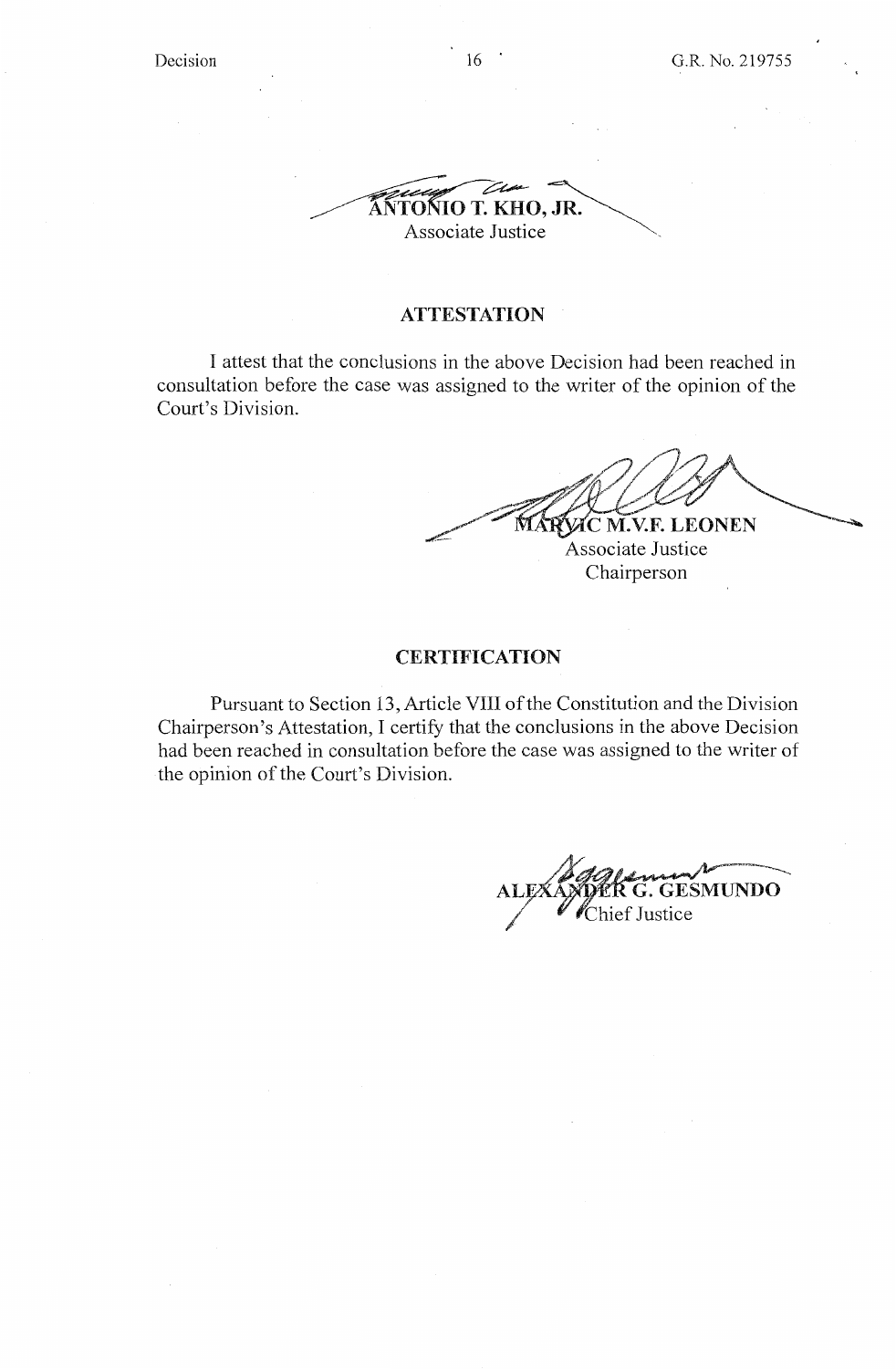**ANTONIO T. KHO, JR.**
Associate Justice

## ATTESTATION

I attest that the conclusions in the above Decision had been reached in consultation before the case was assigned to the writer of the opinion of the Court's Division.

**MARVIC M.V.F. LEONEN**
Associate Justice
Chairperson

## CERTIFICATION

Pursuant to Section 13, Article VIII of the Constitution and the Division Chairperson's Attestation, I certify that the conclusions in the above Decision had been reached in consultation before the case was assigned to the writer of the opinion of the Court's Division.

**ALEXANDER G. GESMUNDO**
Chief Justice